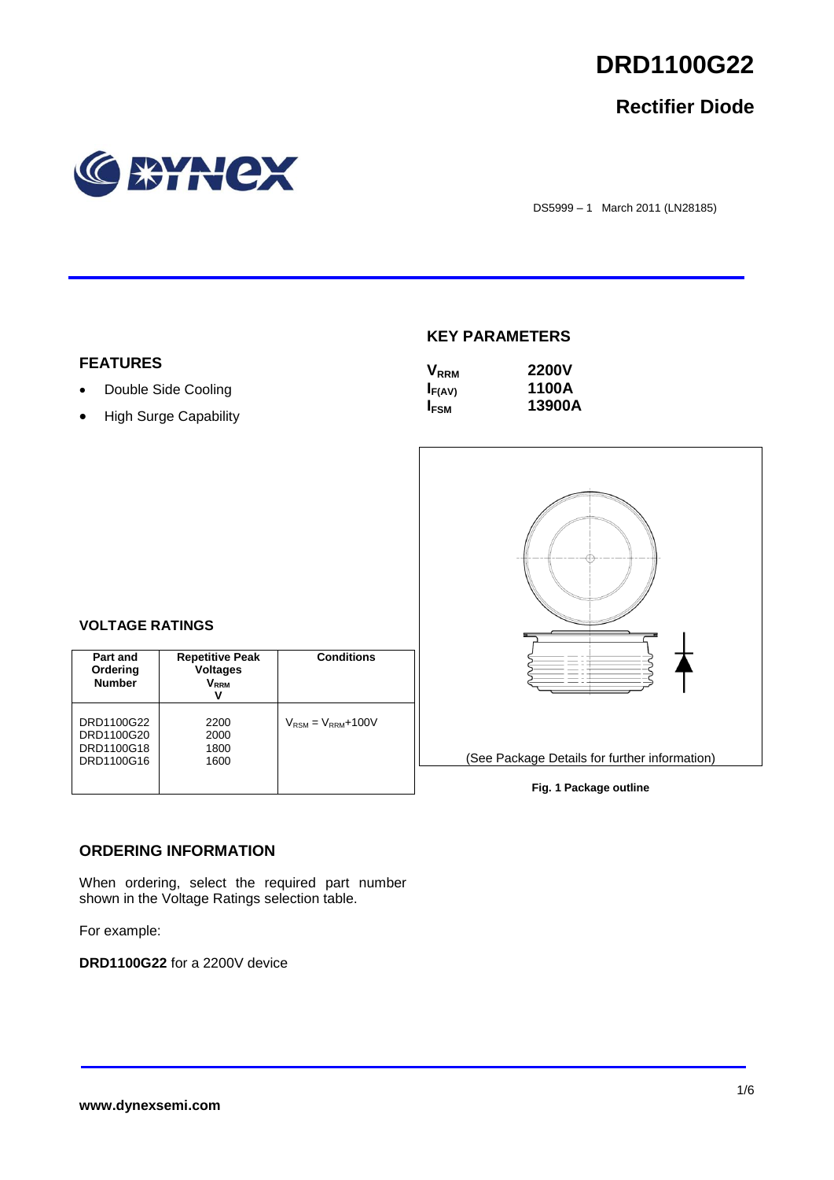# DRD1100G22

## Rectifier Diode

DS5999 – 1 March 2011 (LN28185)

## FEATURES

- Double Side Cooling
- High Surge Capability

## KEY PARAMETERS

| | |
|---|---|
| $V_{RRM}$ | **2200V** |
| $I_{F(AV)}$ | **1100A** |
| $I_{FSM}$ | **13900A** |

(See Package Details for further information)

**Fig. 1 Package outline**

## VOLTAGE RATINGS

| Part and Ordering Number | Repetitive Peak Voltages $V_{RRM}$ V | Conditions |
|---|---|---|
| DRD1100G22<br>DRD1100G20<br>DRD1100G18<br>DRD1100G16 | 2200<br>2000<br>1800<br>1600 | $V_{RSM} = V_{RRM}$+100V |

## ORDERING INFORMATION

When ordering, select the required part number shown in the Voltage Ratings selection table.

For example:

**DRD1100G22** for a 2200V device

www.dynexsemi.com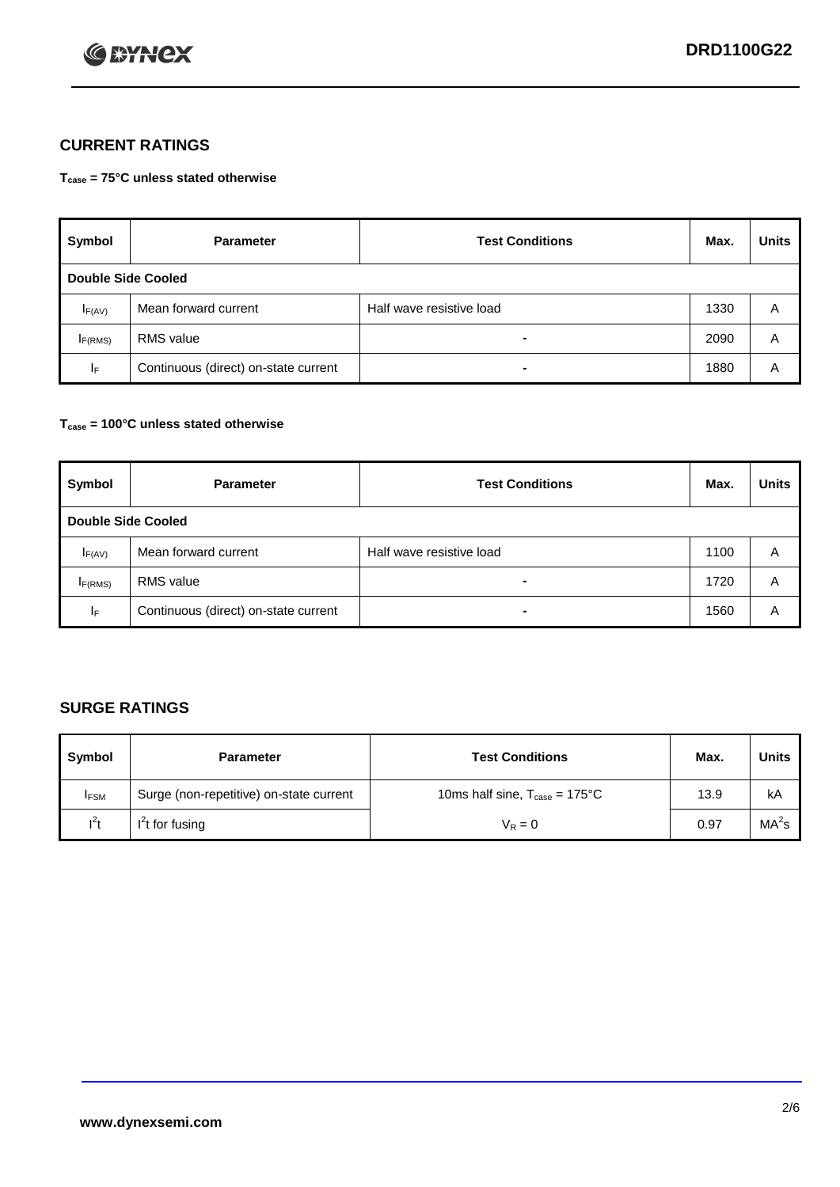## CURRENT RATINGS

**$T_{case}$ = 75°C unless stated otherwise**

| Symbol | Parameter | Test Conditions | Max. | Units |
|---|---|---|---|---|
| **Double Side Cooled** | | | | |
| $I_{F(AV)}$ | Mean forward current | Half wave resistive load | 1330 | A |
| $I_{F(RMS)}$ | RMS value | - | 2090 | A |
| $I_F$ | Continuous (direct) on-state current | - | 1880 | A |

**$T_{case}$ = 100°C unless stated otherwise**

| Symbol | Parameter | Test Conditions | Max. | Units |
|---|---|---|---|---|
| **Double Side Cooled** | | | | |
| $I_{F(AV)}$ | Mean forward current | Half wave resistive load | 1100 | A |
| $I_{F(RMS)}$ | RMS value | - | 1720 | A |
| $I_F$ | Continuous (direct) on-state current | - | 1560 | A |

## SURGE RATINGS

| Symbol | Parameter | Test Conditions | Max. | Units |
|---|---|---|---|---|
| $I_{FSM}$ | Surge (non-repetitive) on-state current | 10ms half sine, $T_{case}$ = 175°C | 13.9 | kA |
| $I^2t$ | $I^2t$ for fusing | $V_R = 0$ | 0.97 | $MA^2s$ |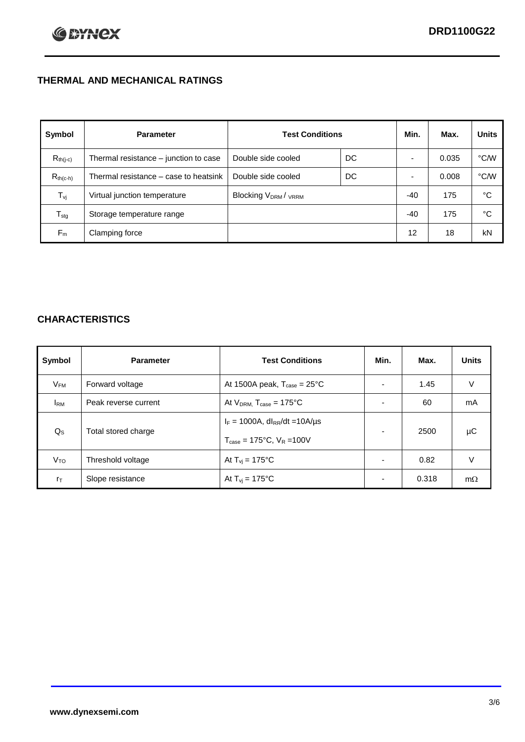## THERMAL AND MECHANICAL RATINGS

| Symbol | Parameter | Test Conditions | | Min. | Max. | Units |
|---|---|---|---|---|---|---|
| $R_{th(j-c)}$ | Thermal resistance – junction to case | Double side cooled | DC | - | 0.035 | °C/W |
| $R_{th(c-h)}$ | Thermal resistance – case to heatsink | Double side cooled | DC | - | 0.008 | °C/W |
| $T_{vj}$ | Virtual junction temperature | Blocking $V_{DRM}$ / $V_{RRM}$ | | -40 | 175 | °C |
| $T_{stg}$ | Storage temperature range | | | -40 | 175 | °C |
| $F_m$ | Clamping force | | | 12 | 18 | kN |

## CHARACTERISTICS

| Symbol | Parameter | Test Conditions | Min. | Max. | Units |
|---|---|---|---|---|---|
| $V_{FM}$ | Forward voltage | At 1500A peak, $T_{case}$ = 25°C | - | 1.45 | V |
| $I_{RM}$ | Peak reverse current | At $V_{DRM}$, $T_{case}$ = 175°C | - | 60 | mA |
| $Q_S$ | Total stored charge | $I_F$ = 1000A, $dI_{RR}/dt$ =10A/µs<br>$T_{case}$ = 175°C, $V_R$ =100V | - | 2500 | µC |
| $V_{TO}$ | Threshold voltage | At $T_{vj}$ = 175°C | - | 0.82 | V |
| $r_T$ | Slope resistance | At $T_{vj}$ = 175°C | - | 0.318 | mΩ |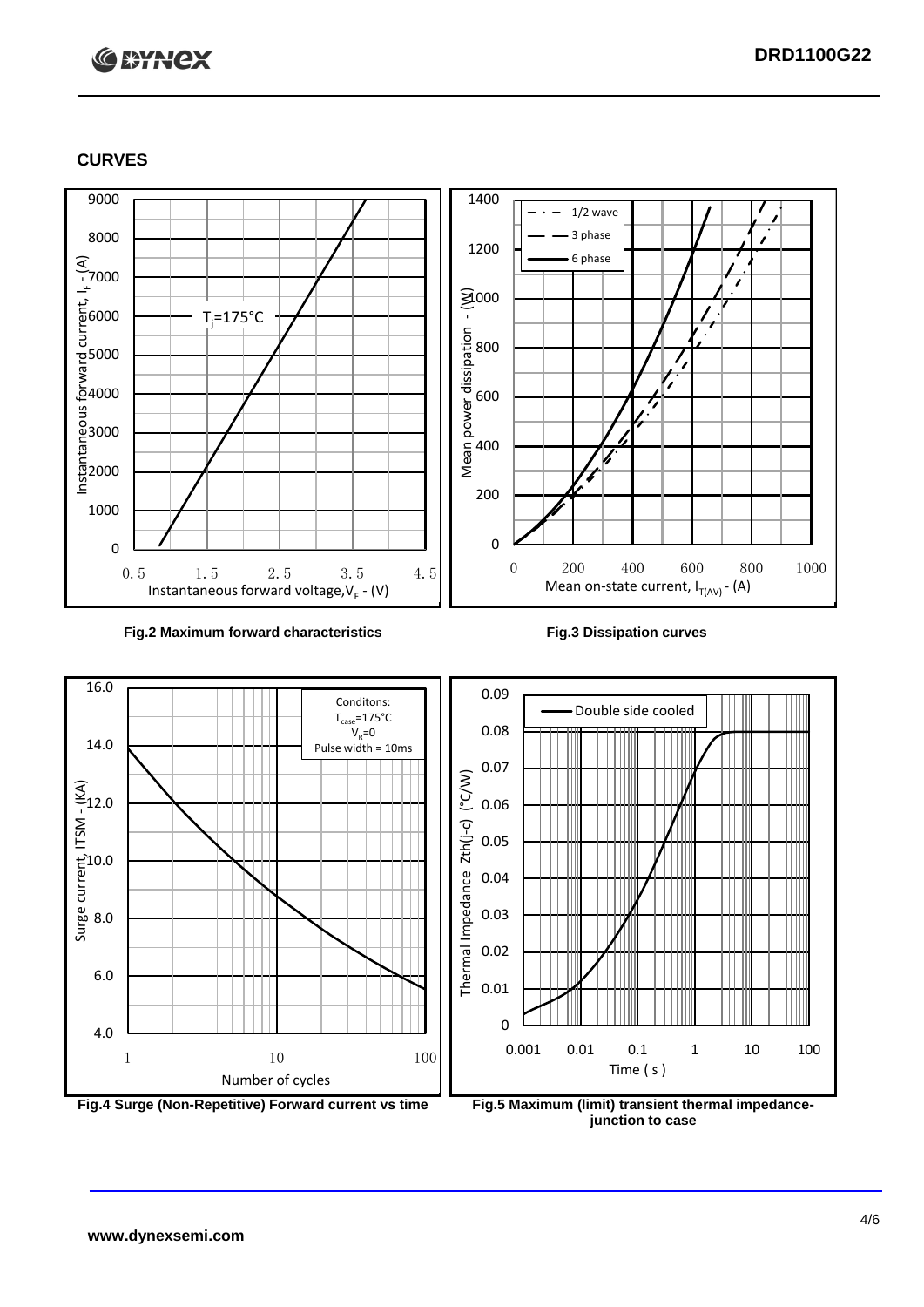## CURVES

Fig.2 Maximum forward characteristics

Fig.3 Dissipation curves

Fig.4 Surge (Non-Repetitive) Forward current vs time

Fig.5 Maximum (limit) transient thermal impedance-junction to case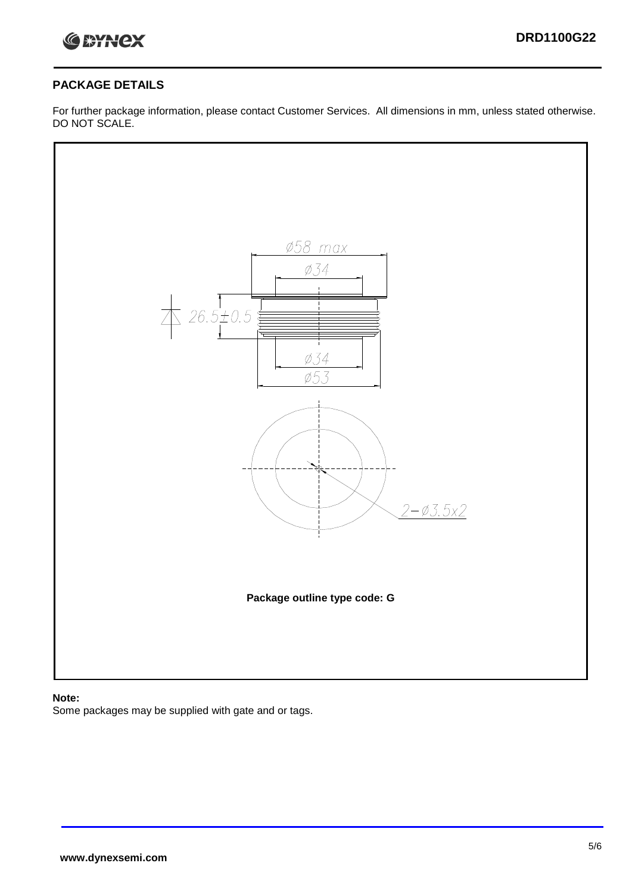## PACKAGE DETAILS

For further package information, please contact Customer Services. All dimensions in mm, unless stated otherwise. DO NOT SCALE.

Ø58 max

Ø34

26.5±0.5

Ø34

Ø53

2−Ø3.5x2

**Package outline type code: G**

**Note:**

Some packages may be supplied with gate and or tags.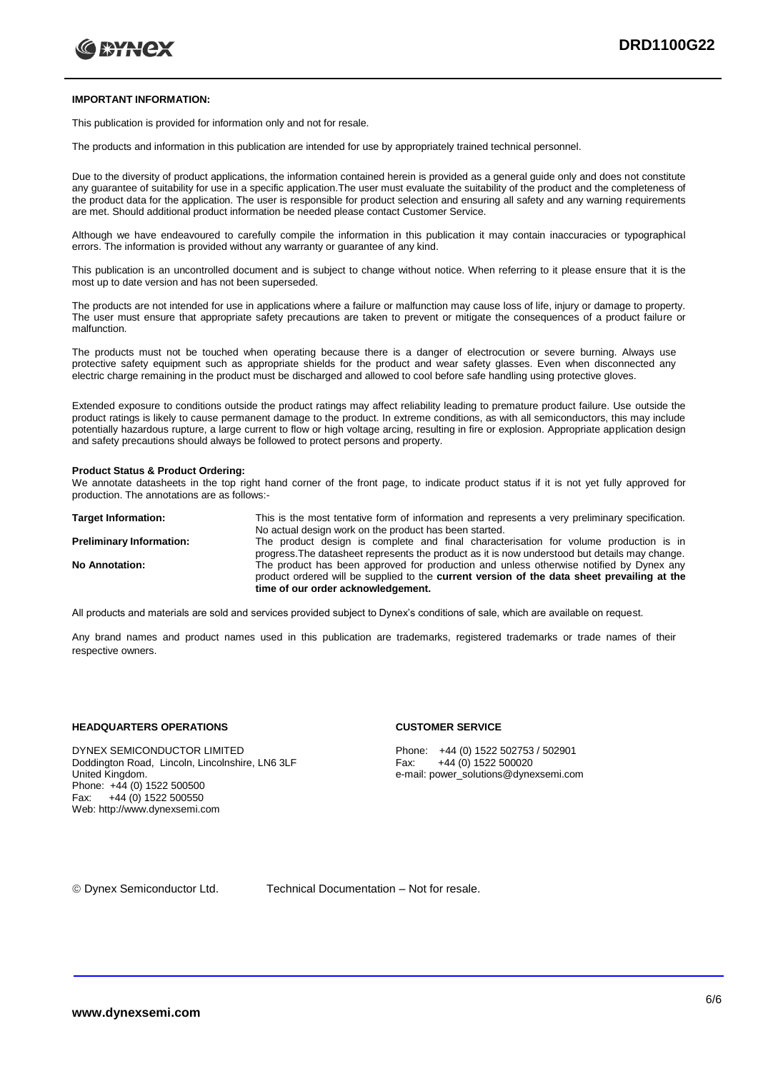**IMPORTANT INFORMATION:**

This publication is provided for information only and not for resale.

The products and information in this publication are intended for use by appropriately trained technical personnel.

Due to the diversity of product applications, the information contained herein is provided as a general guide only and does not constitute any guarantee of suitability for use in a specific application.The user must evaluate the suitability of the product and the completeness of the product data for the application. The user is responsible for product selection and ensuring all safety and any warning requirements are met. Should additional product information be needed please contact Customer Service.

Although we have endeavoured to carefully compile the information in this publication it may contain inaccuracies or typographical errors. The information is provided without any warranty or guarantee of any kind.

This publication is an uncontrolled document and is subject to change without notice. When referring to it please ensure that it is the most up to date version and has not been superseded.

The products are not intended for use in applications where a failure or malfunction may cause loss of life, injury or damage to property. The user must ensure that appropriate safety precautions are taken to prevent or mitigate the consequences of a product failure or malfunction.

The products must not be touched when operating because there is a danger of electrocution or severe burning. Always use protective safety equipment such as appropriate shields for the product and wear safety glasses. Even when disconnected any electric charge remaining in the product must be discharged and allowed to cool before safe handling using protective gloves.

Extended exposure to conditions outside the product ratings may affect reliability leading to premature product failure. Use outside the product ratings is likely to cause permanent damage to the product. In extreme conditions, as with all semiconductors, this may include potentially hazardous rupture, a large current to flow or high voltage arcing, resulting in fire or explosion. Appropriate application design and safety precautions should always be followed to protect persons and property.

**Product Status & Product Ordering:**

We annotate datasheets in the top right hand corner of the front page, to indicate product status if it is not yet fully approved for production. The annotations are as follows:-

| | |
|---|---|
| **Target Information:** | This is the most tentative form of information and represents a very preliminary specification. No actual design work on the product has been started. |
| **Preliminary Information:** | The product design is complete and final characterisation for volume production is in progress.The datasheet represents the product as it is now understood but details may change. |
| **No Annotation:** | The product has been approved for production and unless otherwise notified by Dynex any product ordered will be supplied to the **current version of the data sheet prevailing at the time of our order acknowledgement.** |

All products and materials are sold and services provided subject to Dynex's conditions of sale, which are available on request.

Any brand names and product names used in this publication are trademarks, registered trademarks or trade names of their respective owners.

**HEADQUARTERS OPERATIONS**

DYNEX SEMICONDUCTOR LIMITED
Doddington Road, Lincoln, Lincolnshire, LN6 3LF
United Kingdom.
Phone: +44 (0) 1522 500500
Fax: +44 (0) 1522 500550
Web: http://www.dynexsemi.com

**CUSTOMER SERVICE**

Phone: +44 (0) 1522 502753 / 502901
Fax: +44 (0) 1522 500020
e-mail: power_solutions@dynexsemi.com

© Dynex Semiconductor Ltd. Technical Documentation – Not for resale.